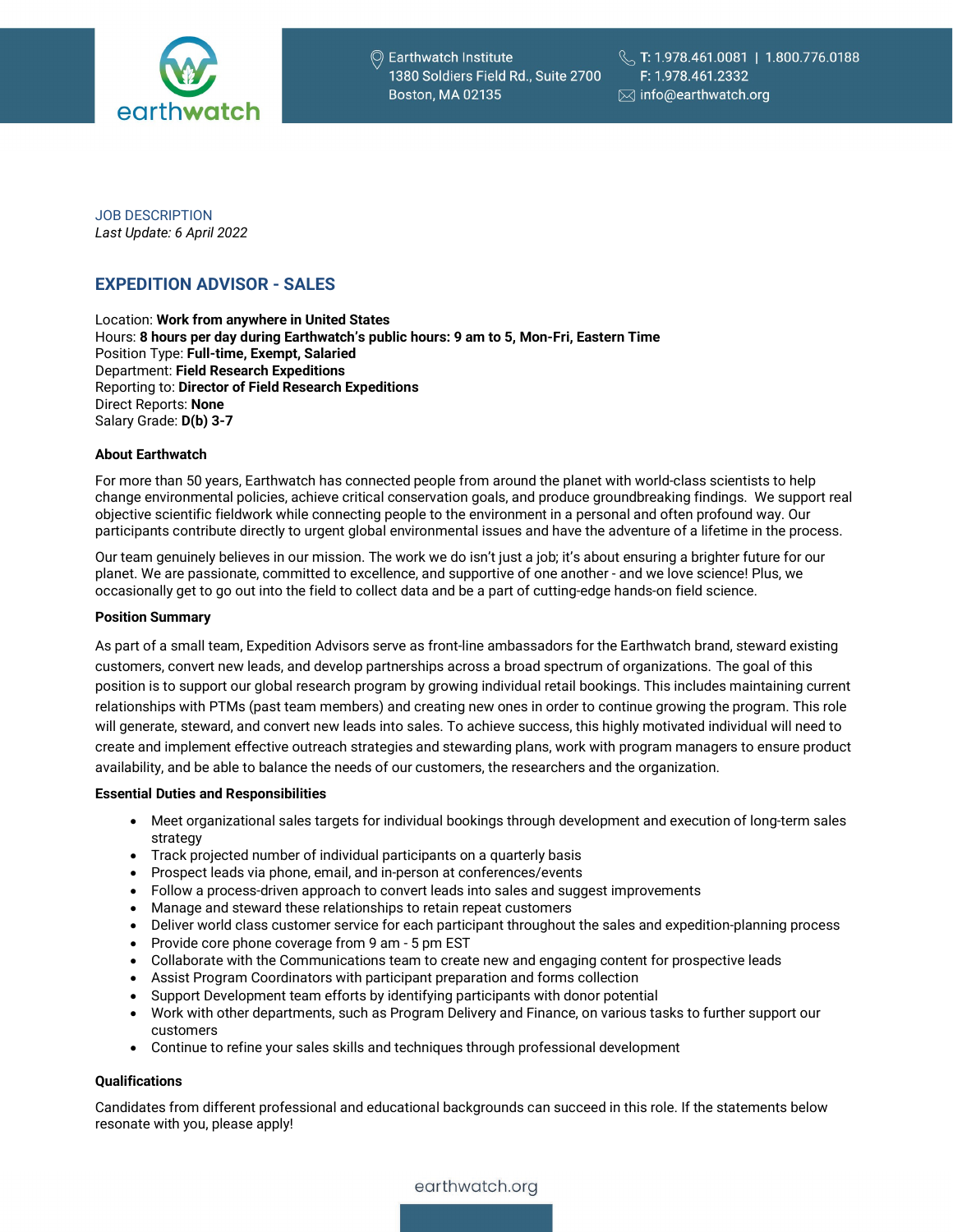earthwatch

Earthwatch Institute
1380 Soldiers Field Rd., Suite 2700
Boston, MA 02135

T: 1.978.461.0081 | 1.800.776.0188
F: 1.978.461.2332
info@earthwatch.org

JOB DESCRIPTION
*Last Update: 6 April 2022*

## EXPEDITION ADVISOR - SALES

Location: **Work from anywhere in United States**
Hours: **8 hours per day during Earthwatch's public hours: 9 am to 5, Mon-Fri, Eastern Time**
Position Type: **Full-time, Exempt, Salaried**
Department: **Field Research Expeditions**
Reporting to: **Director of Field Research Expeditions**
Direct Reports: **None**
Salary Grade: **D(b) 3-7**

### About Earthwatch

For more than 50 years, Earthwatch has connected people from around the planet with world-class scientists to help change environmental policies, achieve critical conservation goals, and produce groundbreaking findings. We support real objective scientific fieldwork while connecting people to the environment in a personal and often profound way. Our participants contribute directly to urgent global environmental issues and have the adventure of a lifetime in the process.

Our team genuinely believes in our mission. The work we do isn't just a job; it's about ensuring a brighter future for our planet. We are passionate, committed to excellence, and supportive of one another - and we love science! Plus, we occasionally get to go out into the field to collect data and be a part of cutting-edge hands-on field science.

### Position Summary

As part of a small team, Expedition Advisors serve as front-line ambassadors for the Earthwatch brand, steward existing customers, convert new leads, and develop partnerships across a broad spectrum of organizations. The goal of this position is to support our global research program by growing individual retail bookings. This includes maintaining current relationships with PTMs (past team members) and creating new ones in order to continue growing the program. This role will generate, steward, and convert new leads into sales. To achieve success, this highly motivated individual will need to create and implement effective outreach strategies and stewarding plans, work with program managers to ensure product availability, and be able to balance the needs of our customers, the researchers and the organization.

### Essential Duties and Responsibilities

- Meet organizational sales targets for individual bookings through development and execution of long-term sales strategy
- Track projected number of individual participants on a quarterly basis
- Prospect leads via phone, email, and in-person at conferences/events
- Follow a process-driven approach to convert leads into sales and suggest improvements
- Manage and steward these relationships to retain repeat customers
- Deliver world class customer service for each participant throughout the sales and expedition-planning process
- Provide core phone coverage from 9 am - 5 pm EST
- Collaborate with the Communications team to create new and engaging content for prospective leads
- Assist Program Coordinators with participant preparation and forms collection
- Support Development team efforts by identifying participants with donor potential
- Work with other departments, such as Program Delivery and Finance, on various tasks to further support our customers
- Continue to refine your sales skills and techniques through professional development

### Qualifications

Candidates from different professional and educational backgrounds can succeed in this role. If the statements below resonate with you, please apply!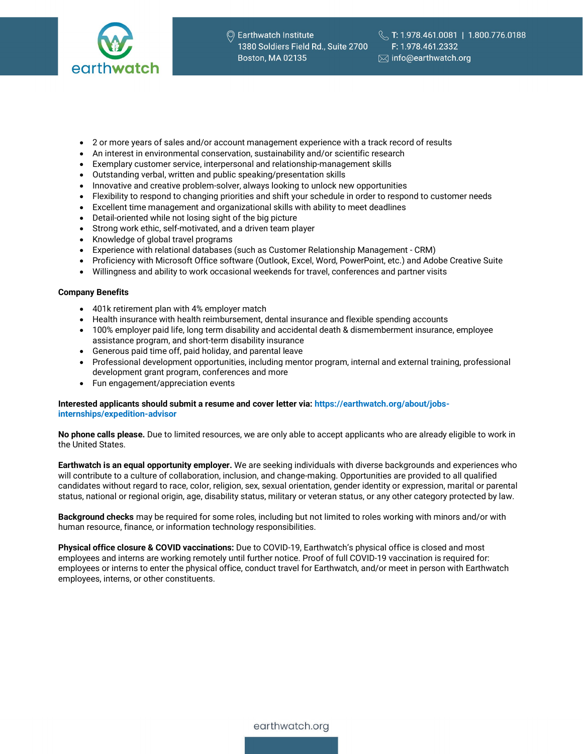- 2 or more years of sales and/or account management experience with a track record of results
- An interest in environmental conservation, sustainability and/or scientific research
- Exemplary customer service, interpersonal and relationship-management skills
- Outstanding verbal, written and public speaking/presentation skills
- Innovative and creative problem-solver, always looking to unlock new opportunities
- Flexibility to respond to changing priorities and shift your schedule in order to respond to customer needs
- Excellent time management and organizational skills with ability to meet deadlines
- Detail-oriented while not losing sight of the big picture
- Strong work ethic, self-motivated, and a driven team player
- Knowledge of global travel programs
- Experience with relational databases (such as Customer Relationship Management - CRM)
- Proficiency with Microsoft Office software (Outlook, Excel, Word, PowerPoint, etc.) and Adobe Creative Suite
- Willingness and ability to work occasional weekends for travel, conferences and partner visits

**Company Benefits**

- 401k retirement plan with 4% employer match
- Health insurance with health reimbursement, dental insurance and flexible spending accounts
- 100% employer paid life, long term disability and accidental death & dismemberment insurance, employee assistance program, and short-term disability insurance
- Generous paid time off, paid holiday, and parental leave
- Professional development opportunities, including mentor program, internal and external training, professional development grant program, conferences and more
- Fun engagement/appreciation events

**Interested applicants should submit a resume and cover letter via: https://earthwatch.org/about/jobs-internships/expedition-advisor**

**No phone calls please.** Due to limited resources, we are only able to accept applicants who are already eligible to work in the United States.

**Earthwatch is an equal opportunity employer.** We are seeking individuals with diverse backgrounds and experiences who will contribute to a culture of collaboration, inclusion, and change-making. Opportunities are provided to all qualified candidates without regard to race, color, religion, sex, sexual orientation, gender identity or expression, marital or parental status, national or regional origin, age, disability status, military or veteran status, or any other category protected by law.

**Background checks** may be required for some roles, including but not limited to roles working with minors and/or with human resource, finance, or information technology responsibilities.

**Physical office closure & COVID vaccinations:** Due to COVID-19, Earthwatch's physical office is closed and most employees and interns are working remotely until further notice. Proof of full COVID-19 vaccination is required for: employees or interns to enter the physical office, conduct travel for Earthwatch, and/or meet in person with Earthwatch employees, interns, or other constituents.